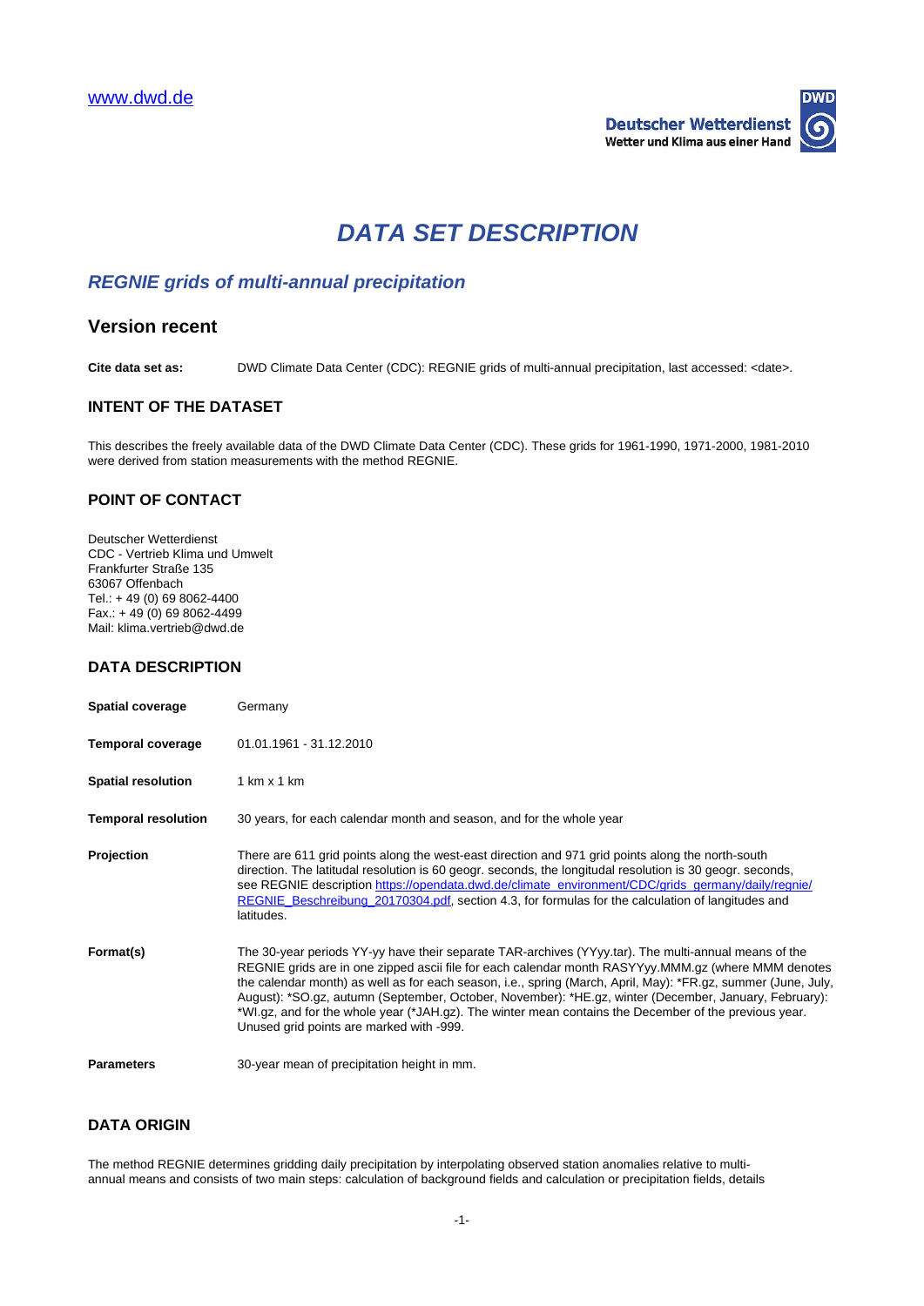www.dwd.de

Deutscher Wetterdienst
Wetter und Klima aus einer Hand

# *DATA SET DESCRIPTION*

## *REGNIE grids of multi-annual precipitation*

## Version recent

**Cite data set as:** DWD Climate Data Center (CDC): REGNIE grids of multi-annual precipitation, last accessed: <date>.

### INTENT OF THE DATASET

This describes the freely available data of the DWD Climate Data Center (CDC). These grids for 1961-1990, 1971-2000, 1981-2010 were derived from station measurements with the method REGNIE.

### POINT OF CONTACT

Deutscher Wetterdienst
CDC - Vertrieb Klima und Umwelt
Frankfurter Straße 135
63067 Offenbach
Tel.: + 49 (0) 69 8062-4400
Fax.: + 49 (0) 69 8062-4499
Mail: klima.vertrieb@dwd.de

### DATA DESCRIPTION

**Spatial coverage** Germany

**Temporal coverage** 01.01.1961 - 31.12.2010

**Spatial resolution** 1 km x 1 km

**Temporal resolution** 30 years, for each calendar month and season, and for the whole year

**Projection** There are 611 grid points along the west-east direction and 971 grid points along the north-south direction. The latitudal resolution is 60 geogr. seconds, the longitudal resolution is 30 geogr. seconds, see REGNIE description https://opendata.dwd.de/climate_environment/CDC/grids_germany/daily/regnie/REGNIE_Beschreibung_20170304.pdf, section 4.3, for formulas for the calculation of langitudes and latitudes.

**Format(s)** The 30-year periods YY-yy have their separate TAR-archives (YYyy.tar). The multi-annual means of the REGNIE grids are in one zipped ascii file for each calendar month RASYYyy.MMM.gz (where MMM denotes the calendar month) as well as for each season, i.e., spring (March, April, May): *FR.gz, summer (June, July, August): *SO.gz, autumn (September, October, November): *HE.gz, winter (December, January, February): *WI.gz, and for the whole year (*JAH.gz). The winter mean contains the December of the previous year. Unused grid points are marked with -999.

**Parameters** 30-year mean of precipitation height in mm.

### DATA ORIGIN

The method REGNIE determines gridding daily precipitation by interpolating observed station anomalies relative to multi-annual means and consists of two main steps: calculation of background fields and calculation or precipitation fields, details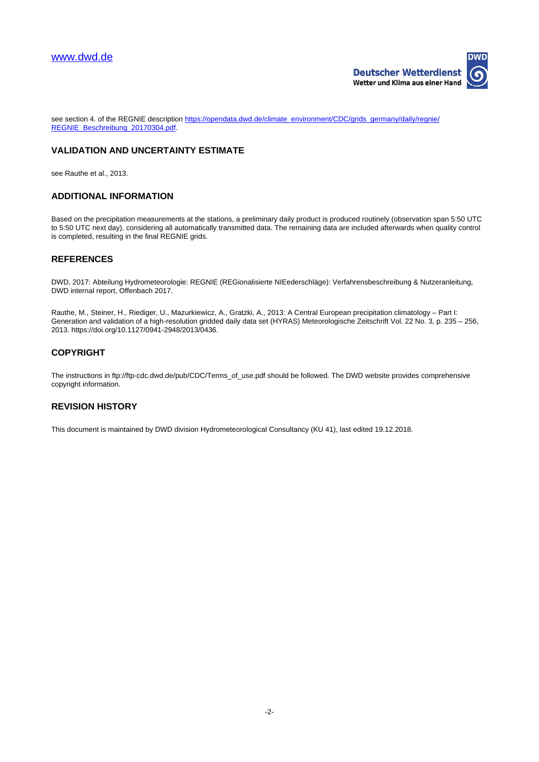see section 4. of the REGNIE description [https://opendata.dwd.de/climate_environment/CDC/grids_germany/daily/regnie/REGNIE_Beschreibung_20170304.pdf](https://opendata.dwd.de/climate_environment/CDC/grids_germany/daily/regnie/REGNIE_Beschreibung_20170304.pdf).

## VALIDATION AND UNCERTAINTY ESTIMATE

see Rauthe et al., 2013.

## ADDITIONAL INFORMATION

Based on the precipitation measurements at the stations, a preliminary daily product is produced routinely (observation span 5:50 UTC to 5:50 UTC next day), considering all automatically transmitted data. The remaining data are included afterwards when quality control is completed, resulting in the final REGNIE grids.

## REFERENCES

DWD, 2017: Abteilung Hydrometeorologie: REGNIE (REGionalisierte NIEederschläge): Verfahrensbeschreibung & Nutzeranleitung, DWD internal report, Offenbach 2017.

Rauthe, M., Steiner, H., Riediger, U., Mazurkiewicz, A., Gratzki, A., 2013: A Central European precipitation climatology – Part I: Generation and validation of a high-resolution gridded daily data set (HYRAS) Meteorologische Zeitschrift Vol. 22 No. 3, p. 235 – 256, 2013. https://doi.org/10.1127/0941-2948/2013/0436.

## COPYRIGHT

The instructions in ftp://ftp-cdc.dwd.de/pub/CDC/Terms_of_use.pdf should be followed. The DWD website provides comprehensive copyright information.

## REVISION HISTORY

This document is maintained by DWD division Hydrometeorological Consultancy (KU 41), last edited 19.12.2018.